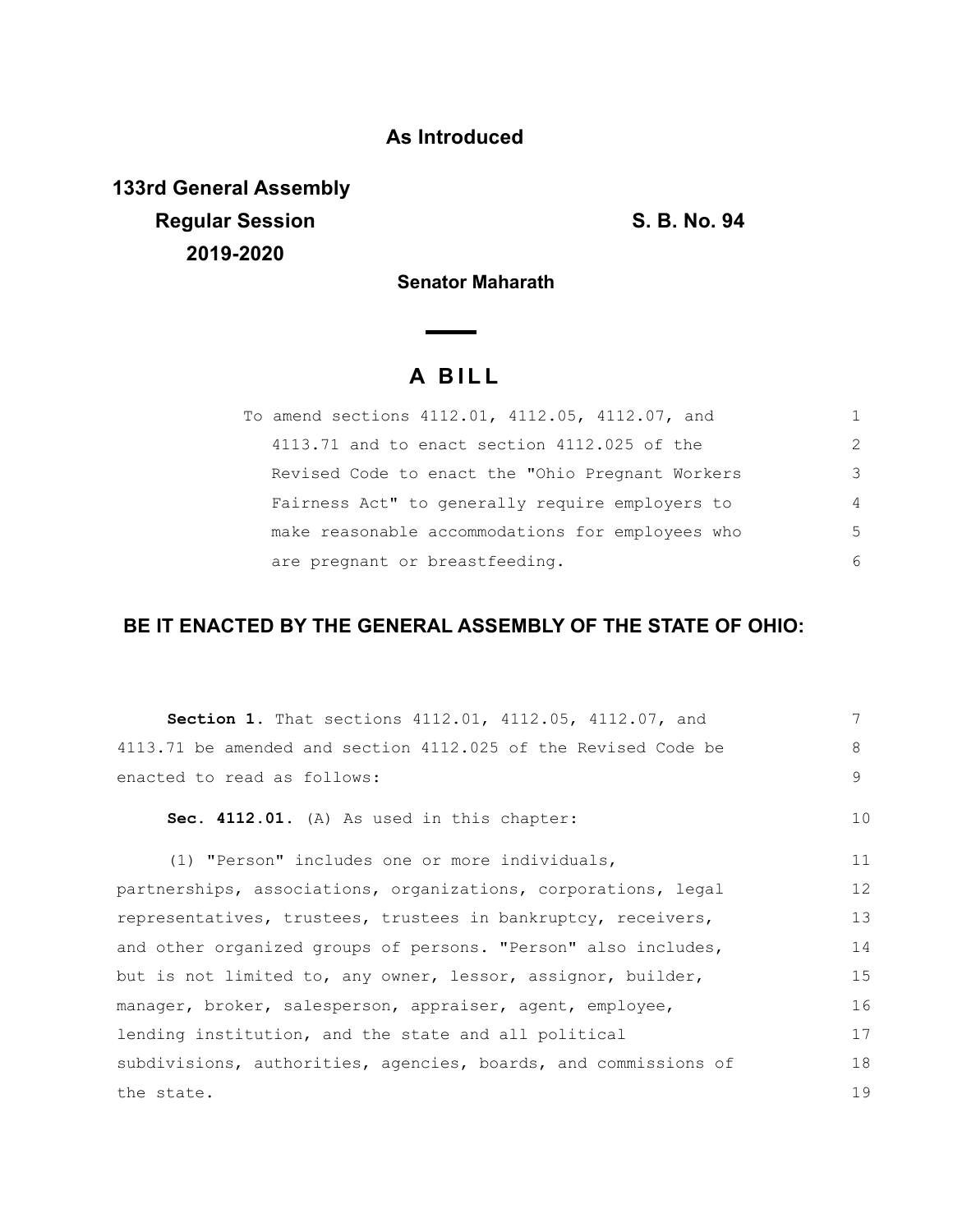**As Introduced**

**133rd General Assembly**
**Regular Session** **S. B. No. 94**
**2019-2020**

**Senator Maharath**

# A BILL

To amend sections 4112.01, 4112.05, 4112.07, and 4113.71 and to enact section 4112.025 of the Revised Code to enact the "Ohio Pregnant Workers Fairness Act" to generally require employers to make reasonable accommodations for employees who are pregnant or breastfeeding.

## BE IT ENACTED BY THE GENERAL ASSEMBLY OF THE STATE OF OHIO:

**Section 1.** That sections 4112.01, 4112.05, 4112.07, and 4113.71 be amended and section 4112.025 of the Revised Code be enacted to read as follows:

**Sec. 4112.01.** (A) As used in this chapter:

(1) "Person" includes one or more individuals, partnerships, associations, organizations, corporations, legal representatives, trustees, trustees in bankruptcy, receivers, and other organized groups of persons. "Person" also includes, but is not limited to, any owner, lessor, assignor, builder, manager, broker, salesperson, appraiser, agent, employee, lending institution, and the state and all political subdivisions, authorities, agencies, boards, and commissions of the state.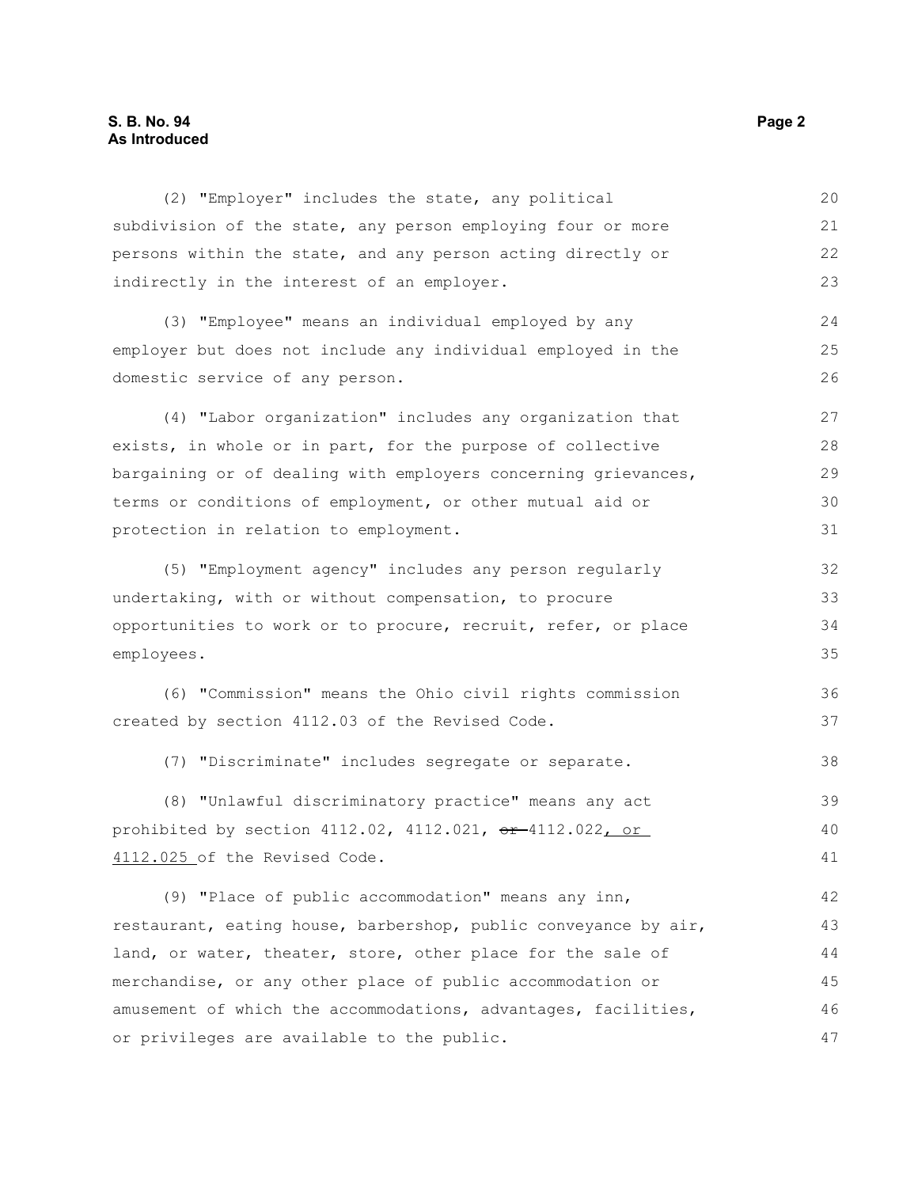(2) "Employer" includes the state, any political subdivision of the state, any person employing four or more persons within the state, and any person acting directly or indirectly in the interest of an employer.

(3) "Employee" means an individual employed by any employer but does not include any individual employed in the domestic service of any person.

(4) "Labor organization" includes any organization that exists, in whole or in part, for the purpose of collective bargaining or of dealing with employers concerning grievances, terms or conditions of employment, or other mutual aid or protection in relation to employment.

(5) "Employment agency" includes any person regularly undertaking, with or without compensation, to procure opportunities to work or to procure, recruit, refer, or place employees.

(6) "Commission" means the Ohio civil rights commission created by section 4112.03 of the Revised Code.

(7) "Discriminate" includes segregate or separate.

(8) "Unlawful discriminatory practice" means any act prohibited by section 4112.02, 4112.021, ~~or~~ 4112.022, or 4112.025 of the Revised Code.

(9) "Place of public accommodation" means any inn, restaurant, eating house, barbershop, public conveyance by air, land, or water, theater, store, other place for the sale of merchandise, or any other place of public accommodation or amusement of which the accommodations, advantages, facilities, or privileges are available to the public.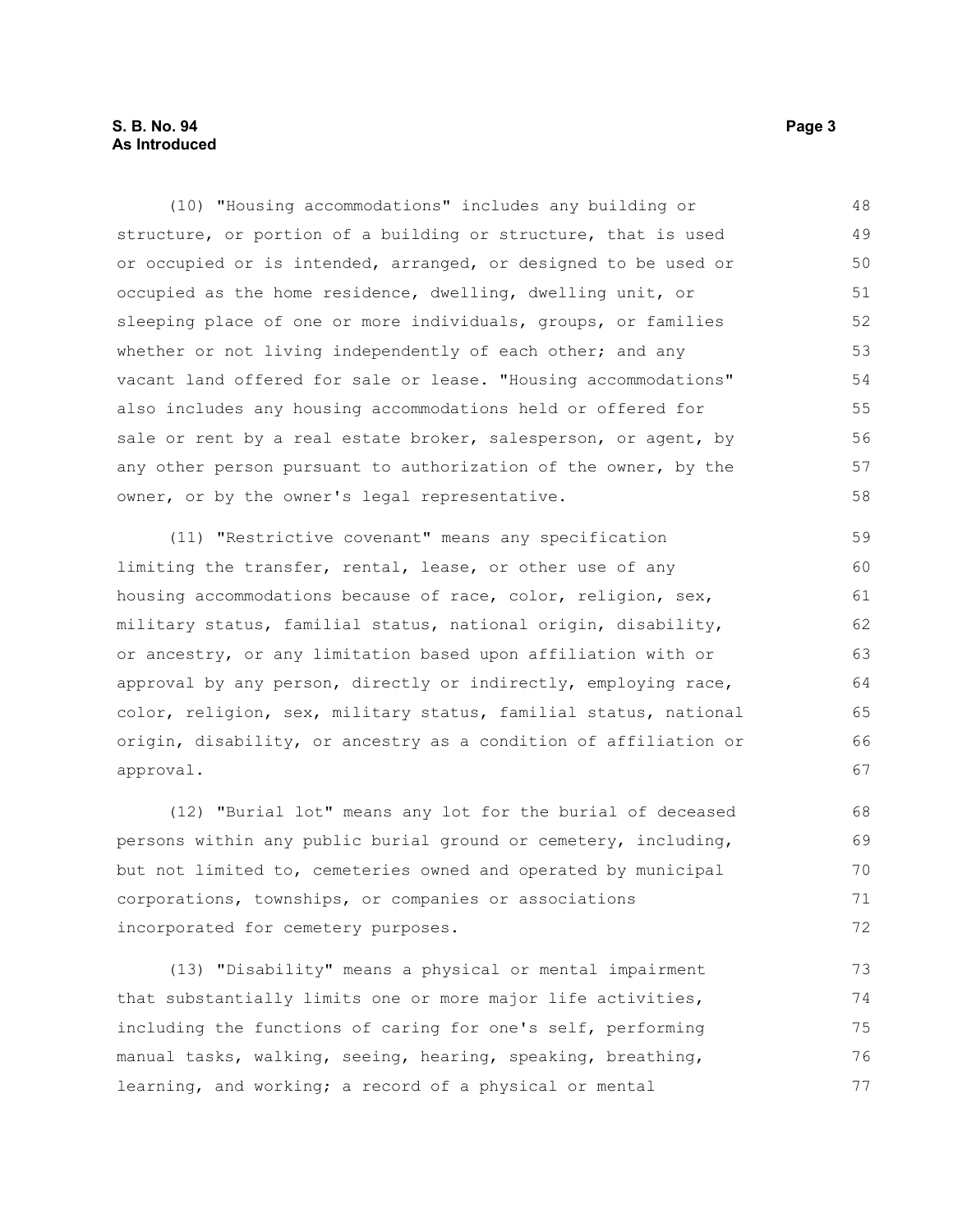(10) "Housing accommodations" includes any building or structure, or portion of a building or structure, that is used or occupied or is intended, arranged, or designed to be used or occupied as the home residence, dwelling, dwelling unit, or sleeping place of one or more individuals, groups, or families whether or not living independently of each other; and any vacant land offered for sale or lease. "Housing accommodations" also includes any housing accommodations held or offered for sale or rent by a real estate broker, salesperson, or agent, by any other person pursuant to authorization of the owner, by the owner, or by the owner's legal representative.

(11) "Restrictive covenant" means any specification limiting the transfer, rental, lease, or other use of any housing accommodations because of race, color, religion, sex, military status, familial status, national origin, disability, or ancestry, or any limitation based upon affiliation with or approval by any person, directly or indirectly, employing race, color, religion, sex, military status, familial status, national origin, disability, or ancestry as a condition of affiliation or approval.

(12) "Burial lot" means any lot for the burial of deceased persons within any public burial ground or cemetery, including, but not limited to, cemeteries owned and operated by municipal corporations, townships, or companies or associations incorporated for cemetery purposes.

(13) "Disability" means a physical or mental impairment that substantially limits one or more major life activities, including the functions of caring for one's self, performing manual tasks, walking, seeing, hearing, speaking, breathing, learning, and working; a record of a physical or mental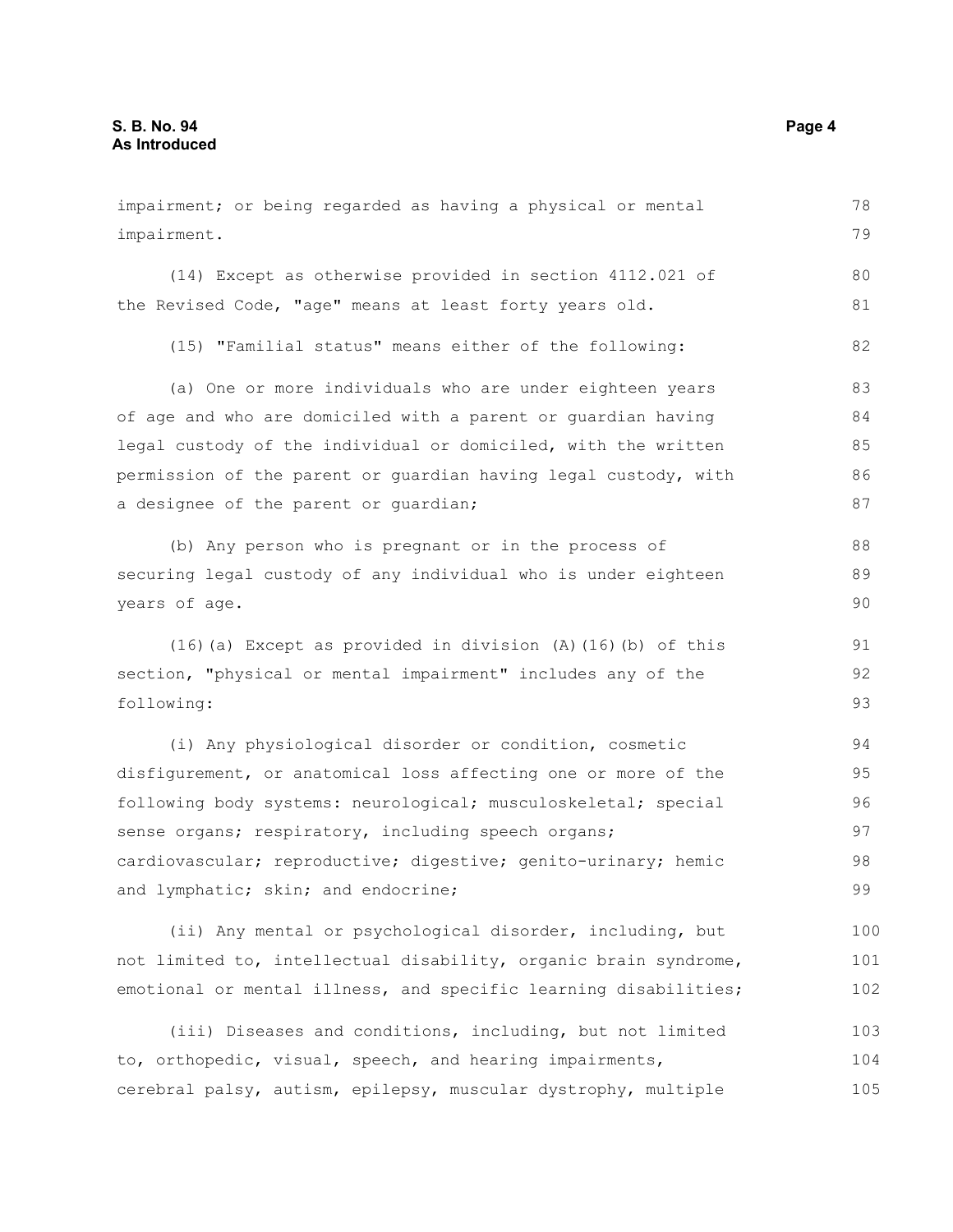impairment; or being regarded as having a physical or mental impairment.

(14) Except as otherwise provided in section 4112.021 of the Revised Code, "age" means at least forty years old.

(15) "Familial status" means either of the following:

(a) One or more individuals who are under eighteen years of age and who are domiciled with a parent or guardian having legal custody of the individual or domiciled, with the written permission of the parent or guardian having legal custody, with a designee of the parent or guardian;

(b) Any person who is pregnant or in the process of securing legal custody of any individual who is under eighteen years of age.

(16)(a) Except as provided in division (A)(16)(b) of this section, "physical or mental impairment" includes any of the following:

(i) Any physiological disorder or condition, cosmetic disfigurement, or anatomical loss affecting one or more of the following body systems: neurological; musculoskeletal; special sense organs; respiratory, including speech organs; cardiovascular; reproductive; digestive; genito-urinary; hemic and lymphatic; skin; and endocrine;

(ii) Any mental or psychological disorder, including, but not limited to, intellectual disability, organic brain syndrome, emotional or mental illness, and specific learning disabilities;

(iii) Diseases and conditions, including, but not limited to, orthopedic, visual, speech, and hearing impairments, cerebral palsy, autism, epilepsy, muscular dystrophy, multiple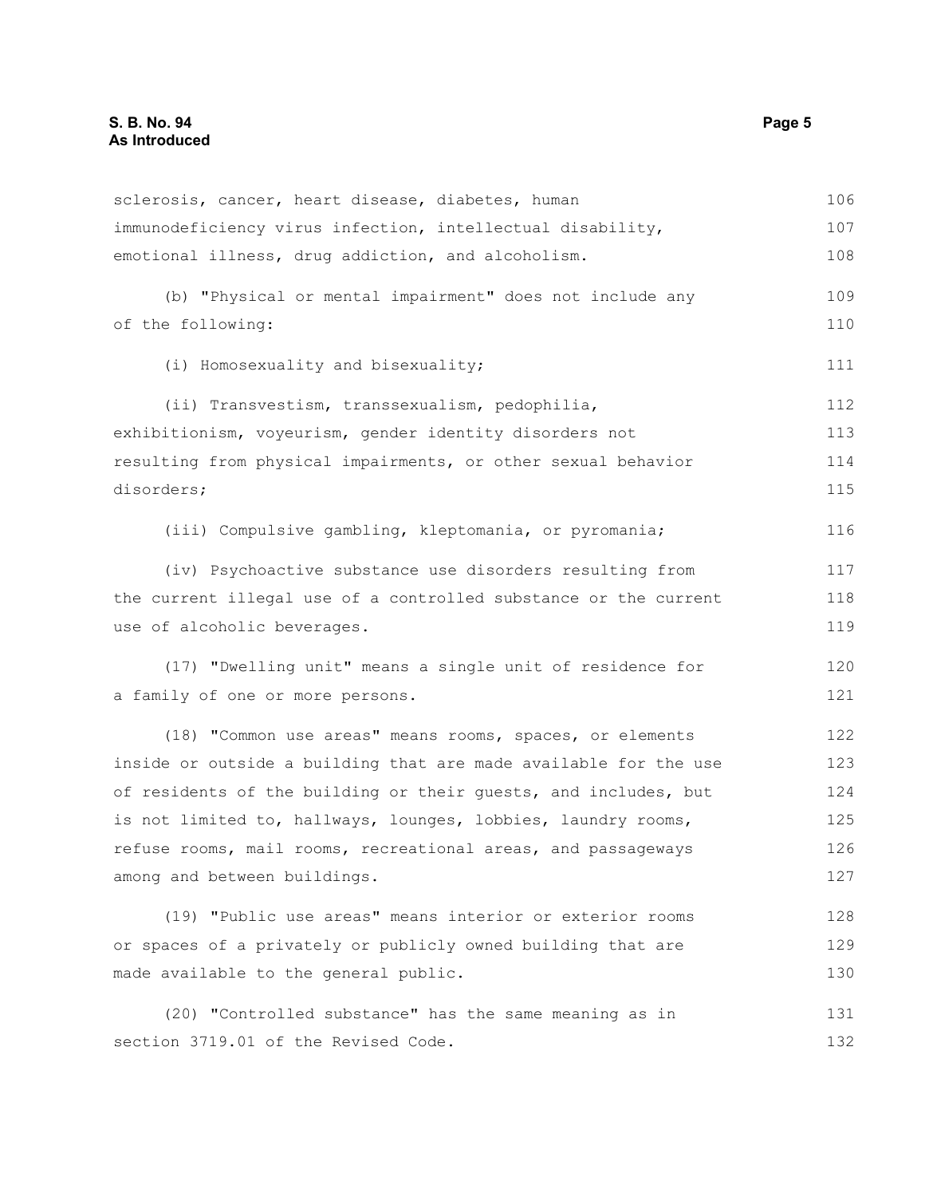sclerosis, cancer, heart disease, diabetes, human immunodeficiency virus infection, intellectual disability, emotional illness, drug addiction, and alcoholism.

(b) "Physical or mental impairment" does not include any of the following:

(i) Homosexuality and bisexuality;

(ii) Transvestism, transsexualism, pedophilia, exhibitionism, voyeurism, gender identity disorders not resulting from physical impairments, or other sexual behavior disorders;

(iii) Compulsive gambling, kleptomania, or pyromania;

(iv) Psychoactive substance use disorders resulting from the current illegal use of a controlled substance or the current use of alcoholic beverages.

(17) "Dwelling unit" means a single unit of residence for a family of one or more persons.

(18) "Common use areas" means rooms, spaces, or elements inside or outside a building that are made available for the use of residents of the building or their guests, and includes, but is not limited to, hallways, lounges, lobbies, laundry rooms, refuse rooms, mail rooms, recreational areas, and passageways among and between buildings.

(19) "Public use areas" means interior or exterior rooms or spaces of a privately or publicly owned building that are made available to the general public.

(20) "Controlled substance" has the same meaning as in section 3719.01 of the Revised Code.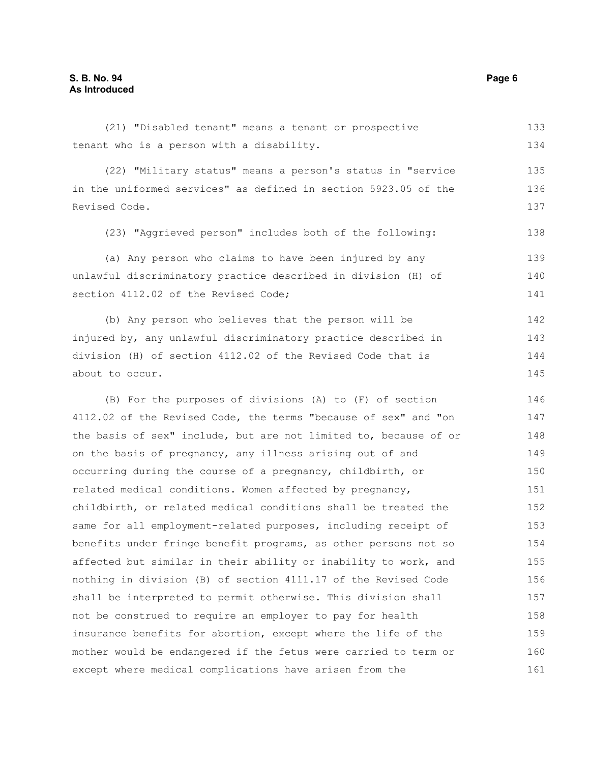(21) "Disabled tenant" means a tenant or prospective tenant who is a person with a disability.

(22) "Military status" means a person's status in "service in the uniformed services" as defined in section 5923.05 of the Revised Code.

(23) "Aggrieved person" includes both of the following:

(a) Any person who claims to have been injured by any unlawful discriminatory practice described in division (H) of section 4112.02 of the Revised Code;

(b) Any person who believes that the person will be injured by, any unlawful discriminatory practice described in division (H) of section 4112.02 of the Revised Code that is about to occur.

(B) For the purposes of divisions (A) to (F) of section 4112.02 of the Revised Code, the terms "because of sex" and "on the basis of sex" include, but are not limited to, because of or on the basis of pregnancy, any illness arising out of and occurring during the course of a pregnancy, childbirth, or related medical conditions. Women affected by pregnancy, childbirth, or related medical conditions shall be treated the same for all employment-related purposes, including receipt of benefits under fringe benefit programs, as other persons not so affected but similar in their ability or inability to work, and nothing in division (B) of section 4111.17 of the Revised Code shall be interpreted to permit otherwise. This division shall not be construed to require an employer to pay for health insurance benefits for abortion, except where the life of the mother would be endangered if the fetus were carried to term or except where medical complications have arisen from the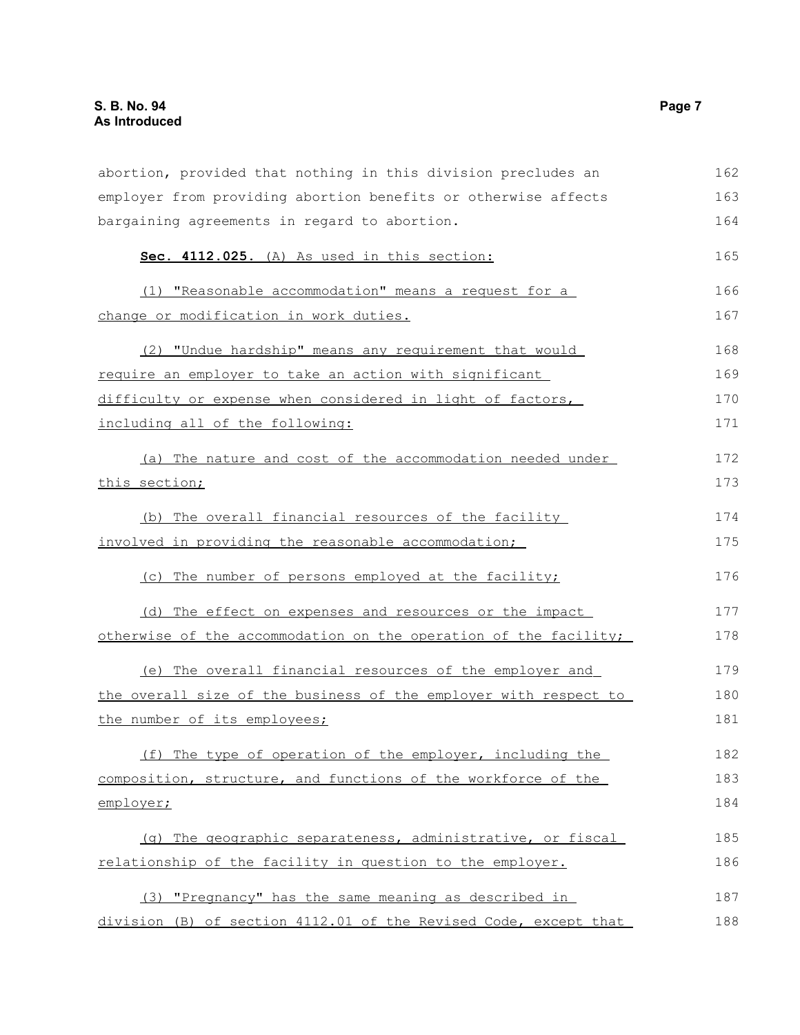abortion, provided that nothing in this division precludes an employer from providing abortion benefits or otherwise affects bargaining agreements in regard to abortion.

**Sec. 4112.025.** (A) As used in this section:

(1) "Reasonable accommodation" means a request for a change or modification in work duties.

(2) "Undue hardship" means any requirement that would require an employer to take an action with significant difficulty or expense when considered in light of factors, including all of the following:

(a) The nature and cost of the accommodation needed under this section;

(b) The overall financial resources of the facility involved in providing the reasonable accommodation;

(c) The number of persons employed at the facility;

(d) The effect on expenses and resources or the impact otherwise of the accommodation on the operation of the facility;

(e) The overall financial resources of the employer and the overall size of the business of the employer with respect to the number of its employees;

(f) The type of operation of the employer, including the composition, structure, and functions of the workforce of the employer;

(g) The geographic separateness, administrative, or fiscal relationship of the facility in question to the employer.

(3) "Pregnancy" has the same meaning as described in division (B) of section 4112.01 of the Revised Code, except that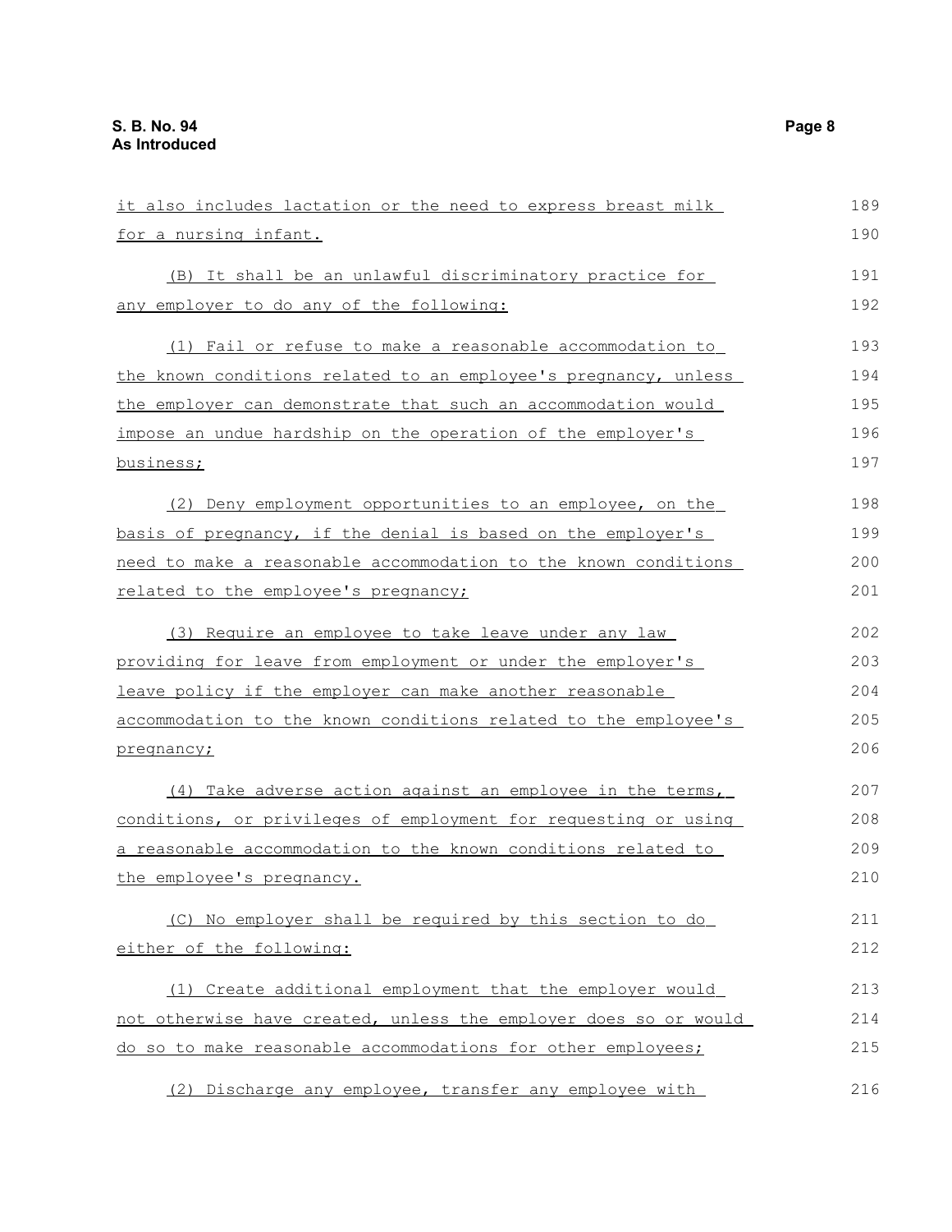it also includes lactation or the need to express breast milk for a nursing infant.

(B) It shall be an unlawful discriminatory practice for any employer to do any of the following:

(1) Fail or refuse to make a reasonable accommodation to the known conditions related to an employee's pregnancy, unless the employer can demonstrate that such an accommodation would impose an undue hardship on the operation of the employer's business;

(2) Deny employment opportunities to an employee, on the basis of pregnancy, if the denial is based on the employer's need to make a reasonable accommodation to the known conditions related to the employee's pregnancy;

(3) Require an employee to take leave under any law providing for leave from employment or under the employer's leave policy if the employer can make another reasonable accommodation to the known conditions related to the employee's pregnancy;

(4) Take adverse action against an employee in the terms, conditions, or privileges of employment for requesting or using a reasonable accommodation to the known conditions related to the employee's pregnancy.

(C) No employer shall be required by this section to do either of the following:

(1) Create additional employment that the employer would not otherwise have created, unless the employer does so or would do so to make reasonable accommodations for other employees;

(2) Discharge any employee, transfer any employee with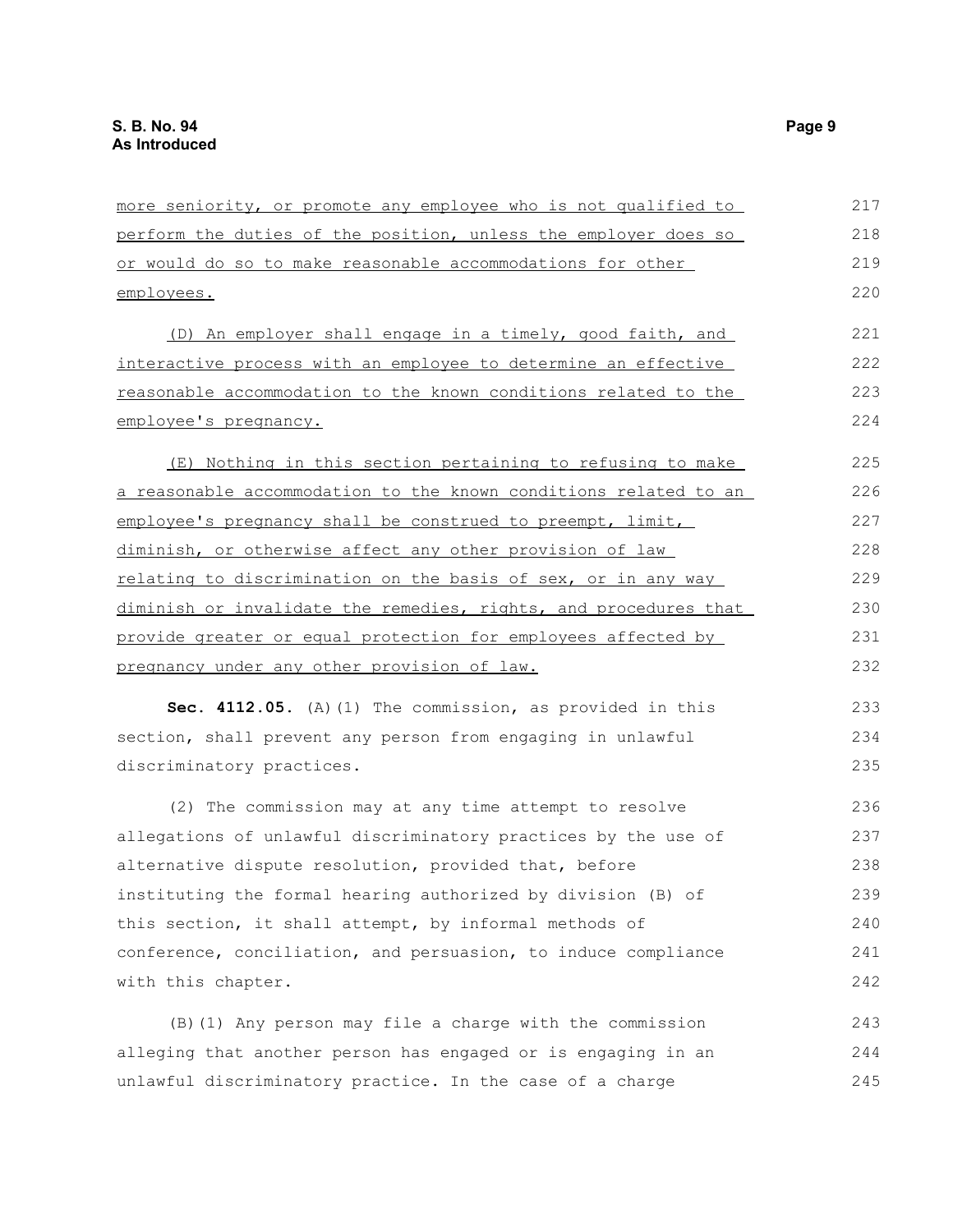more seniority, or promote any employee who is not qualified to perform the duties of the position, unless the employer does so or would do so to make reasonable accommodations for other employees.

(D) An employer shall engage in a timely, good faith, and interactive process with an employee to determine an effective reasonable accommodation to the known conditions related to the employee's pregnancy.

(E) Nothing in this section pertaining to refusing to make a reasonable accommodation to the known conditions related to an employee's pregnancy shall be construed to preempt, limit, diminish, or otherwise affect any other provision of law relating to discrimination on the basis of sex, or in any way diminish or invalidate the remedies, rights, and procedures that provide greater or equal protection for employees affected by pregnancy under any other provision of law.

**Sec. 4112.05.** (A)(1) The commission, as provided in this section, shall prevent any person from engaging in unlawful discriminatory practices.

(2) The commission may at any time attempt to resolve allegations of unlawful discriminatory practices by the use of alternative dispute resolution, provided that, before instituting the formal hearing authorized by division (B) of this section, it shall attempt, by informal methods of conference, conciliation, and persuasion, to induce compliance with this chapter.

(B)(1) Any person may file a charge with the commission alleging that another person has engaged or is engaging in an unlawful discriminatory practice. In the case of a charge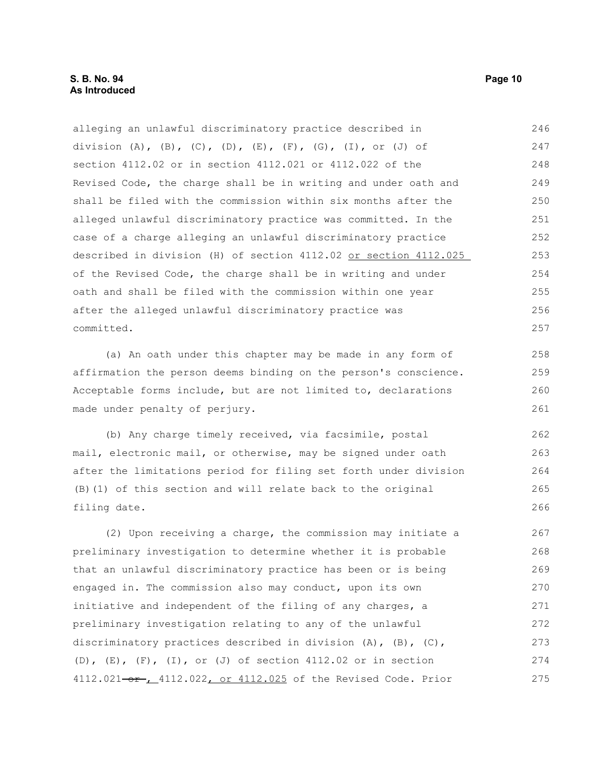alleging an unlawful discriminatory practice described in division (A), (B), (C), (D), (E), (F), (G), (I), or (J) of section 4112.02 or in section 4112.021 or 4112.022 of the Revised Code, the charge shall be in writing and under oath and shall be filed with the commission within six months after the alleged unlawful discriminatory practice was committed. In the case of a charge alleging an unlawful discriminatory practice described in division (H) of section 4112.02 or section 4112.025 of the Revised Code, the charge shall be in writing and under oath and shall be filed with the commission within one year after the alleged unlawful discriminatory practice was committed.

(a) An oath under this chapter may be made in any form of affirmation the person deems binding on the person's conscience. Acceptable forms include, but are not limited to, declarations made under penalty of perjury.

(b) Any charge timely received, via facsimile, postal mail, electronic mail, or otherwise, may be signed under oath after the limitations period for filing set forth under division (B)(1) of this section and will relate back to the original filing date.

(2) Upon receiving a charge, the commission may initiate a preliminary investigation to determine whether it is probable that an unlawful discriminatory practice has been or is being engaged in. The commission also may conduct, upon its own initiative and independent of the filing of any charges, a preliminary investigation relating to any of the unlawful discriminatory practices described in division (A), (B), (C), (D), (E), (F), (I), or (J) of section 4112.02 or in section 4112.021 ~~or~~ , 4112.022, or 4112.025 of the Revised Code. Prior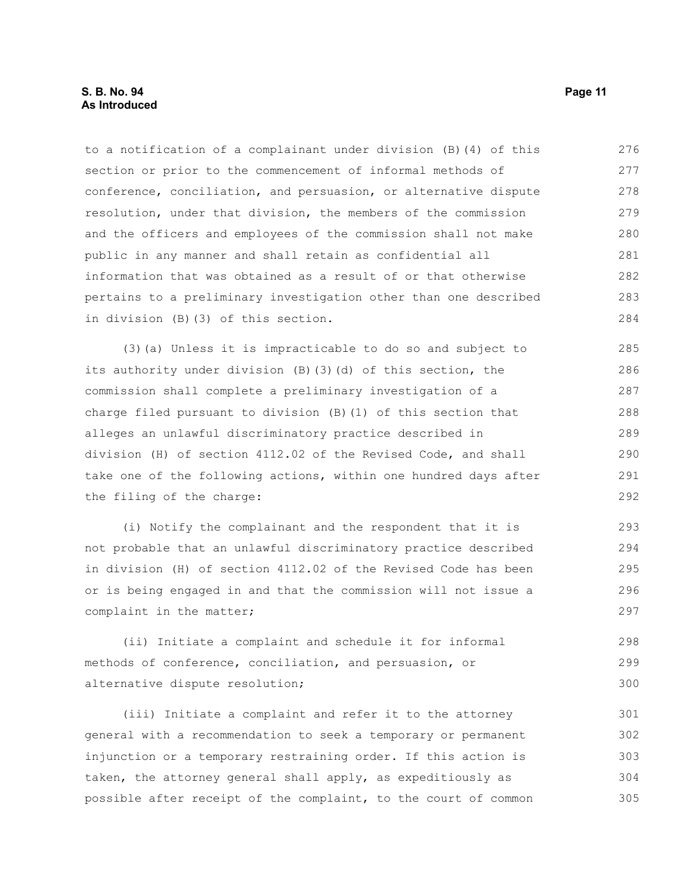to a notification of a complainant under division (B)(4) of this section or prior to the commencement of informal methods of conference, conciliation, and persuasion, or alternative dispute resolution, under that division, the members of the commission and the officers and employees of the commission shall not make public in any manner and shall retain as confidential all information that was obtained as a result of or that otherwise pertains to a preliminary investigation other than one described in division (B)(3) of this section.

(3)(a) Unless it is impracticable to do so and subject to its authority under division (B)(3)(d) of this section, the commission shall complete a preliminary investigation of a charge filed pursuant to division (B)(1) of this section that alleges an unlawful discriminatory practice described in division (H) of section 4112.02 of the Revised Code, and shall take one of the following actions, within one hundred days after the filing of the charge:

(i) Notify the complainant and the respondent that it is not probable that an unlawful discriminatory practice described in division (H) of section 4112.02 of the Revised Code has been or is being engaged in and that the commission will not issue a complaint in the matter;

(ii) Initiate a complaint and schedule it for informal methods of conference, conciliation, and persuasion, or alternative dispute resolution;

(iii) Initiate a complaint and refer it to the attorney general with a recommendation to seek a temporary or permanent injunction or a temporary restraining order. If this action is taken, the attorney general shall apply, as expeditiously as possible after receipt of the complaint, to the court of common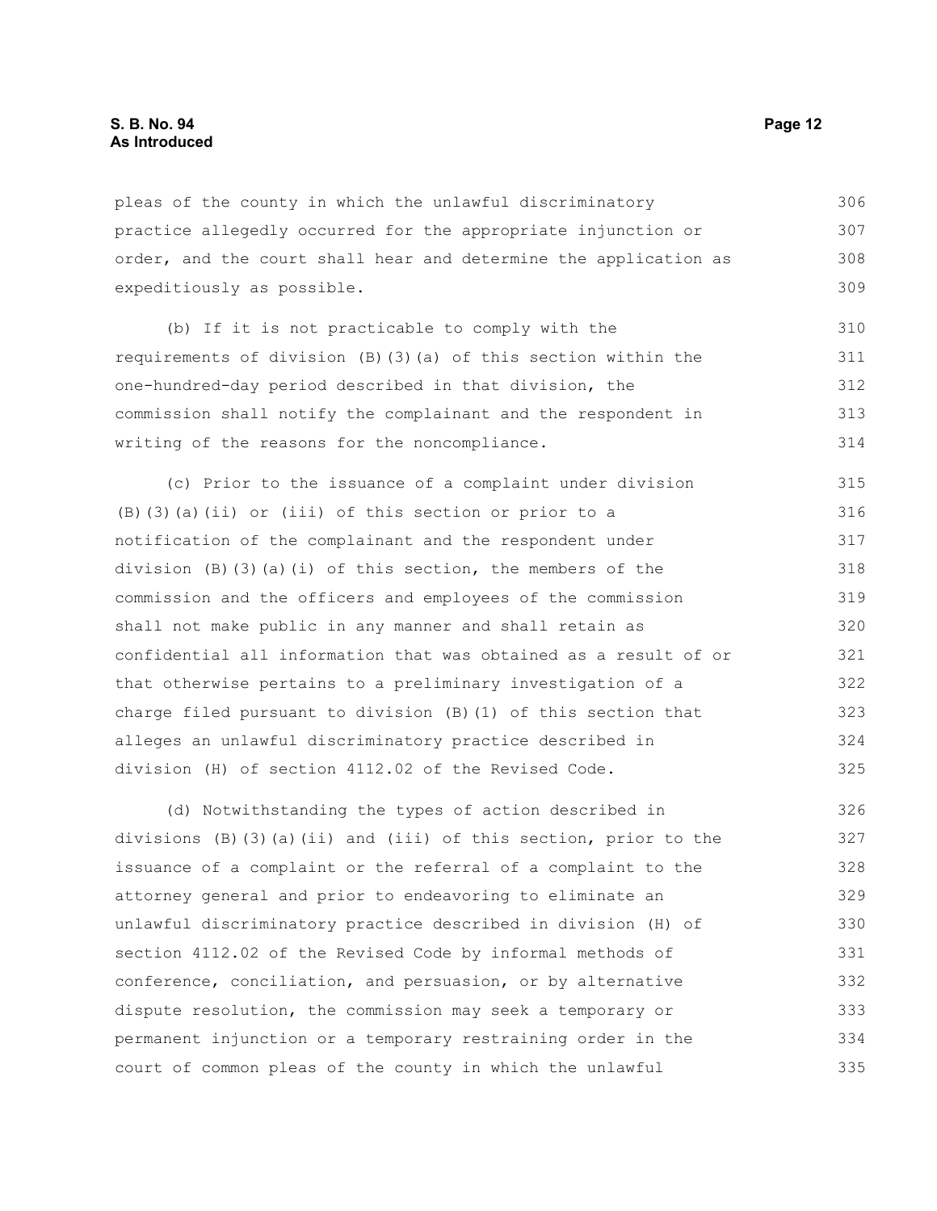pleas of the county in which the unlawful discriminatory practice allegedly occurred for the appropriate injunction or order, and the court shall hear and determine the application as expeditiously as possible.

(b) If it is not practicable to comply with the requirements of division (B)(3)(a) of this section within the one-hundred-day period described in that division, the commission shall notify the complainant and the respondent in writing of the reasons for the noncompliance.

(c) Prior to the issuance of a complaint under division (B)(3)(a)(ii) or (iii) of this section or prior to a notification of the complainant and the respondent under division (B)(3)(a)(i) of this section, the members of the commission and the officers and employees of the commission shall not make public in any manner and shall retain as confidential all information that was obtained as a result of or that otherwise pertains to a preliminary investigation of a charge filed pursuant to division (B)(1) of this section that alleges an unlawful discriminatory practice described in division (H) of section 4112.02 of the Revised Code.

(d) Notwithstanding the types of action described in divisions (B)(3)(a)(ii) and (iii) of this section, prior to the issuance of a complaint or the referral of a complaint to the attorney general and prior to endeavoring to eliminate an unlawful discriminatory practice described in division (H) of section 4112.02 of the Revised Code by informal methods of conference, conciliation, and persuasion, or by alternative dispute resolution, the commission may seek a temporary or permanent injunction or a temporary restraining order in the court of common pleas of the county in which the unlawful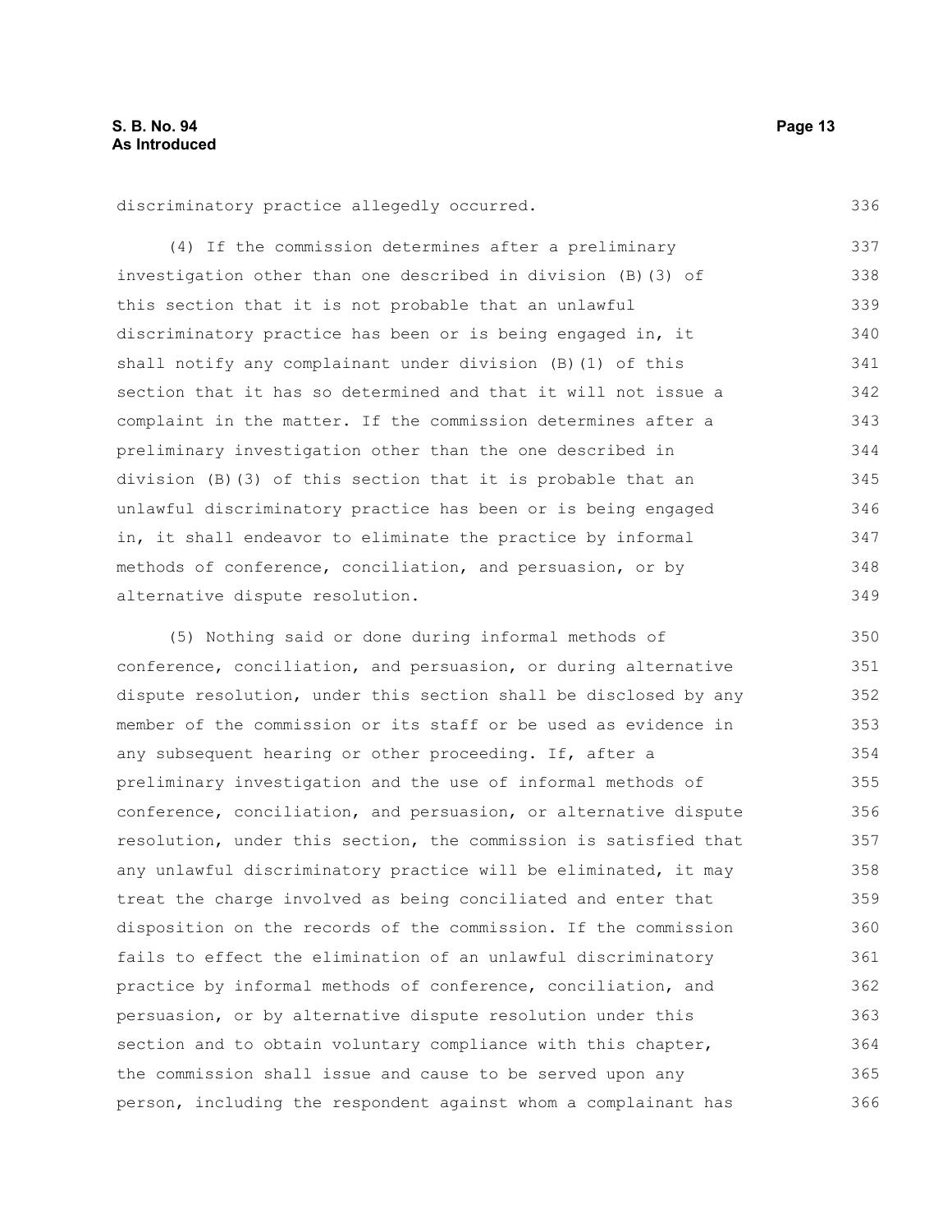discriminatory practice allegedly occurred.

(4) If the commission determines after a preliminary investigation other than one described in division (B)(3) of this section that it is not probable that an unlawful discriminatory practice has been or is being engaged in, it shall notify any complainant under division (B)(1) of this section that it has so determined and that it will not issue a complaint in the matter. If the commission determines after a preliminary investigation other than the one described in division (B)(3) of this section that it is probable that an unlawful discriminatory practice has been or is being engaged in, it shall endeavor to eliminate the practice by informal methods of conference, conciliation, and persuasion, or by alternative dispute resolution.

(5) Nothing said or done during informal methods of conference, conciliation, and persuasion, or during alternative dispute resolution, under this section shall be disclosed by any member of the commission or its staff or be used as evidence in any subsequent hearing or other proceeding. If, after a preliminary investigation and the use of informal methods of conference, conciliation, and persuasion, or alternative dispute resolution, under this section, the commission is satisfied that any unlawful discriminatory practice will be eliminated, it may treat the charge involved as being conciliated and enter that disposition on the records of the commission. If the commission fails to effect the elimination of an unlawful discriminatory practice by informal methods of conference, conciliation, and persuasion, or by alternative dispute resolution under this section and to obtain voluntary compliance with this chapter, the commission shall issue and cause to be served upon any person, including the respondent against whom a complainant has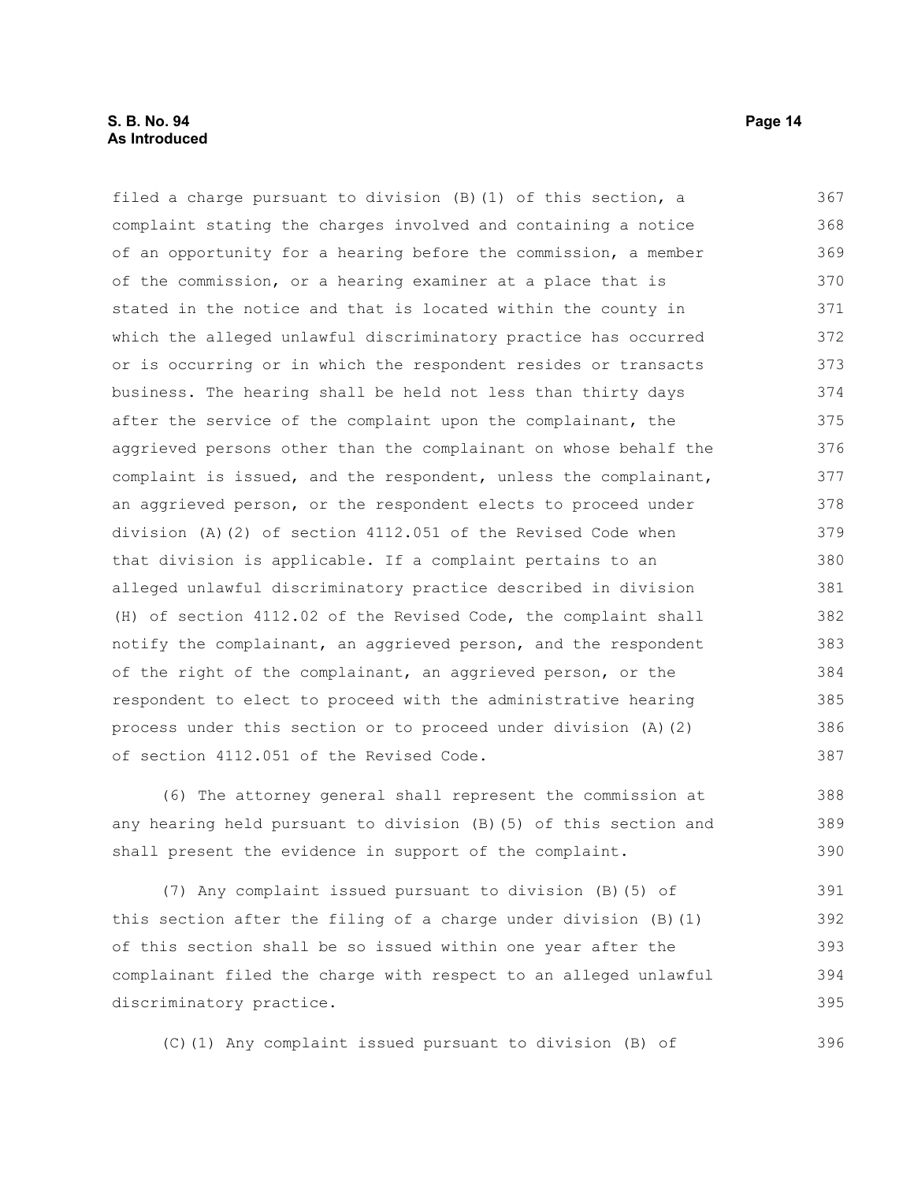filed a charge pursuant to division (B)(1) of this section, a complaint stating the charges involved and containing a notice of an opportunity for a hearing before the commission, a member of the commission, or a hearing examiner at a place that is stated in the notice and that is located within the county in which the alleged unlawful discriminatory practice has occurred or is occurring or in which the respondent resides or transacts business. The hearing shall be held not less than thirty days after the service of the complaint upon the complainant, the aggrieved persons other than the complainant on whose behalf the complaint is issued, and the respondent, unless the complainant, an aggrieved person, or the respondent elects to proceed under division (A)(2) of section 4112.051 of the Revised Code when that division is applicable. If a complaint pertains to an alleged unlawful discriminatory practice described in division (H) of section 4112.02 of the Revised Code, the complaint shall notify the complainant, an aggrieved person, and the respondent of the right of the complainant, an aggrieved person, or the respondent to elect to proceed with the administrative hearing process under this section or to proceed under division (A)(2) of section 4112.051 of the Revised Code.

(6) The attorney general shall represent the commission at any hearing held pursuant to division (B)(5) of this section and shall present the evidence in support of the complaint.

(7) Any complaint issued pursuant to division (B)(5) of this section after the filing of a charge under division (B)(1) of this section shall be so issued within one year after the complainant filed the charge with respect to an alleged unlawful discriminatory practice.

(C)(1) Any complaint issued pursuant to division (B) of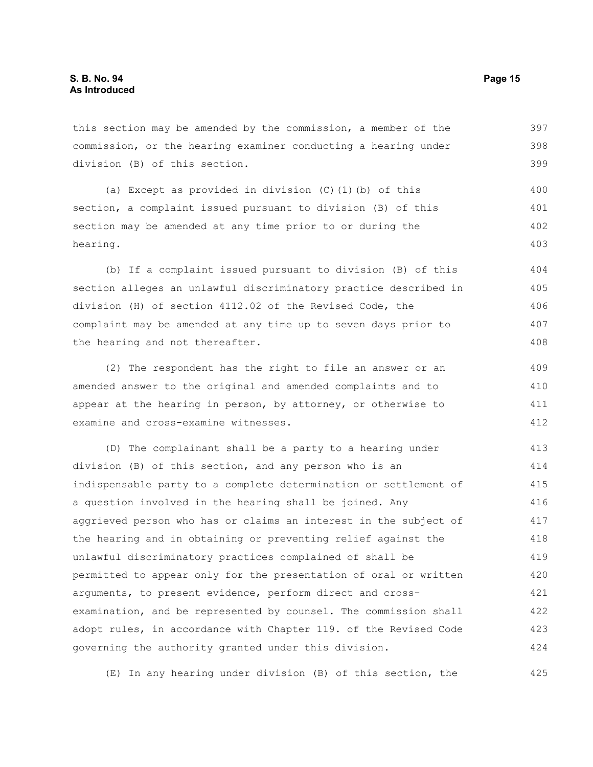this section may be amended by the commission, a member of the commission, or the hearing examiner conducting a hearing under division (B) of this section.

(a) Except as provided in division (C)(1)(b) of this section, a complaint issued pursuant to division (B) of this section may be amended at any time prior to or during the hearing.

(b) If a complaint issued pursuant to division (B) of this section alleges an unlawful discriminatory practice described in division (H) of section 4112.02 of the Revised Code, the complaint may be amended at any time up to seven days prior to the hearing and not thereafter.

(2) The respondent has the right to file an answer or an amended answer to the original and amended complaints and to appear at the hearing in person, by attorney, or otherwise to examine and cross-examine witnesses.

(D) The complainant shall be a party to a hearing under division (B) of this section, and any person who is an indispensable party to a complete determination or settlement of a question involved in the hearing shall be joined. Any aggrieved person who has or claims an interest in the subject of the hearing and in obtaining or preventing relief against the unlawful discriminatory practices complained of shall be permitted to appear only for the presentation of oral or written arguments, to present evidence, perform direct and cross-examination, and be represented by counsel. The commission shall adopt rules, in accordance with Chapter 119. of the Revised Code governing the authority granted under this division.

(E) In any hearing under division (B) of this section, the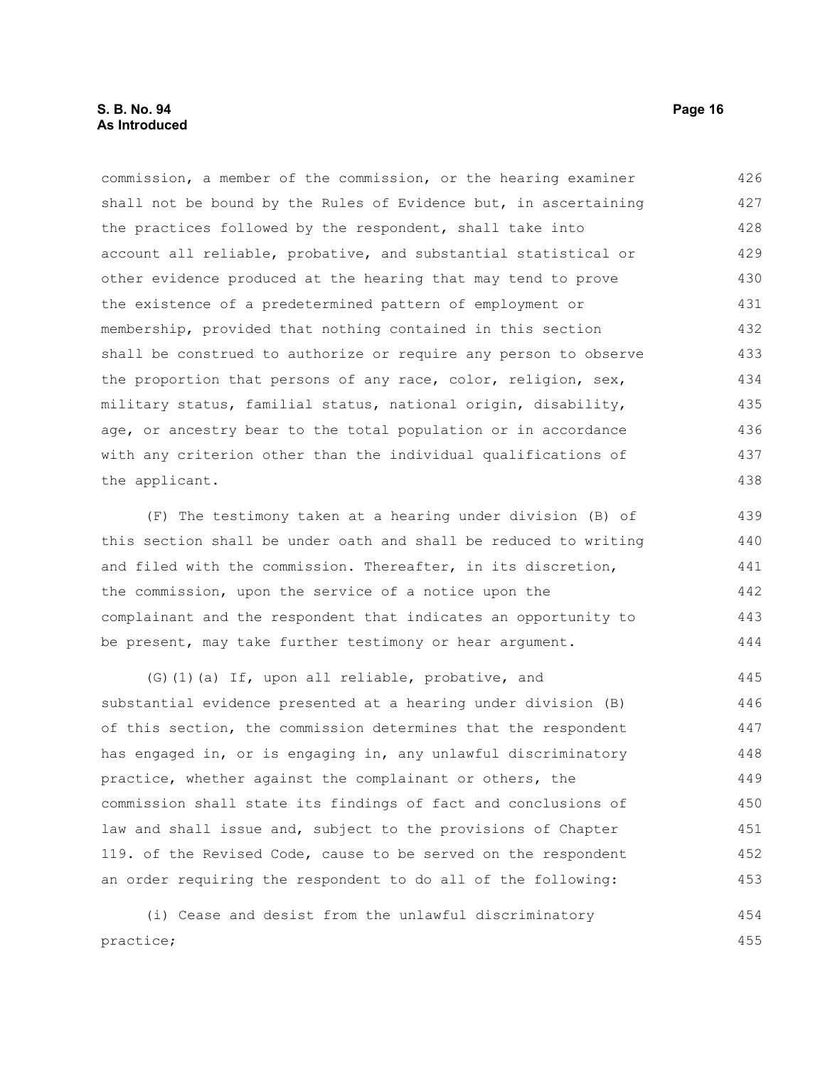commission, a member of the commission, or the hearing examiner shall not be bound by the Rules of Evidence but, in ascertaining the practices followed by the respondent, shall take into account all reliable, probative, and substantial statistical or other evidence produced at the hearing that may tend to prove the existence of a predetermined pattern of employment or membership, provided that nothing contained in this section shall be construed to authorize or require any person to observe the proportion that persons of any race, color, religion, sex, military status, familial status, national origin, disability, age, or ancestry bear to the total population or in accordance with any criterion other than the individual qualifications of the applicant.

(F) The testimony taken at a hearing under division (B) of this section shall be under oath and shall be reduced to writing and filed with the commission. Thereafter, in its discretion, the commission, upon the service of a notice upon the complainant and the respondent that indicates an opportunity to be present, may take further testimony or hear argument.

(G)(1)(a) If, upon all reliable, probative, and substantial evidence presented at a hearing under division (B) of this section, the commission determines that the respondent has engaged in, or is engaging in, any unlawful discriminatory practice, whether against the complainant or others, the commission shall state its findings of fact and conclusions of law and shall issue and, subject to the provisions of Chapter 119. of the Revised Code, cause to be served on the respondent an order requiring the respondent to do all of the following:

(i) Cease and desist from the unlawful discriminatory practice;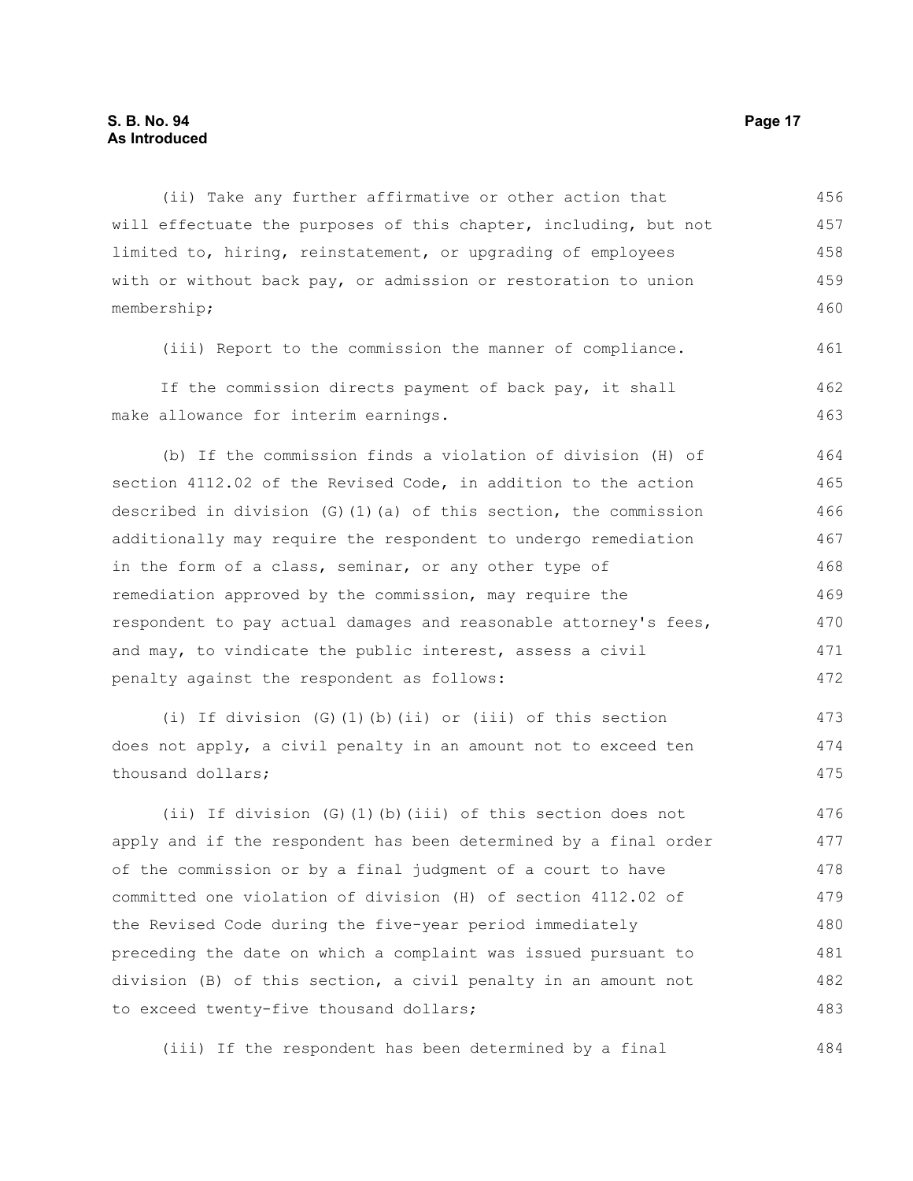(ii) Take any further affirmative or other action that will effectuate the purposes of this chapter, including, but not limited to, hiring, reinstatement, or upgrading of employees with or without back pay, or admission or restoration to union membership;

(iii) Report to the commission the manner of compliance.

If the commission directs payment of back pay, it shall make allowance for interim earnings.

(b) If the commission finds a violation of division (H) of section 4112.02 of the Revised Code, in addition to the action described in division (G)(1)(a) of this section, the commission additionally may require the respondent to undergo remediation in the form of a class, seminar, or any other type of remediation approved by the commission, may require the respondent to pay actual damages and reasonable attorney's fees, and may, to vindicate the public interest, assess a civil penalty against the respondent as follows:

(i) If division (G)(1)(b)(ii) or (iii) of this section does not apply, a civil penalty in an amount not to exceed ten thousand dollars;

(ii) If division (G)(1)(b)(iii) of this section does not apply and if the respondent has been determined by a final order of the commission or by a final judgment of a court to have committed one violation of division (H) of section 4112.02 of the Revised Code during the five-year period immediately preceding the date on which a complaint was issued pursuant to division (B) of this section, a civil penalty in an amount not to exceed twenty-five thousand dollars;

(iii) If the respondent has been determined by a final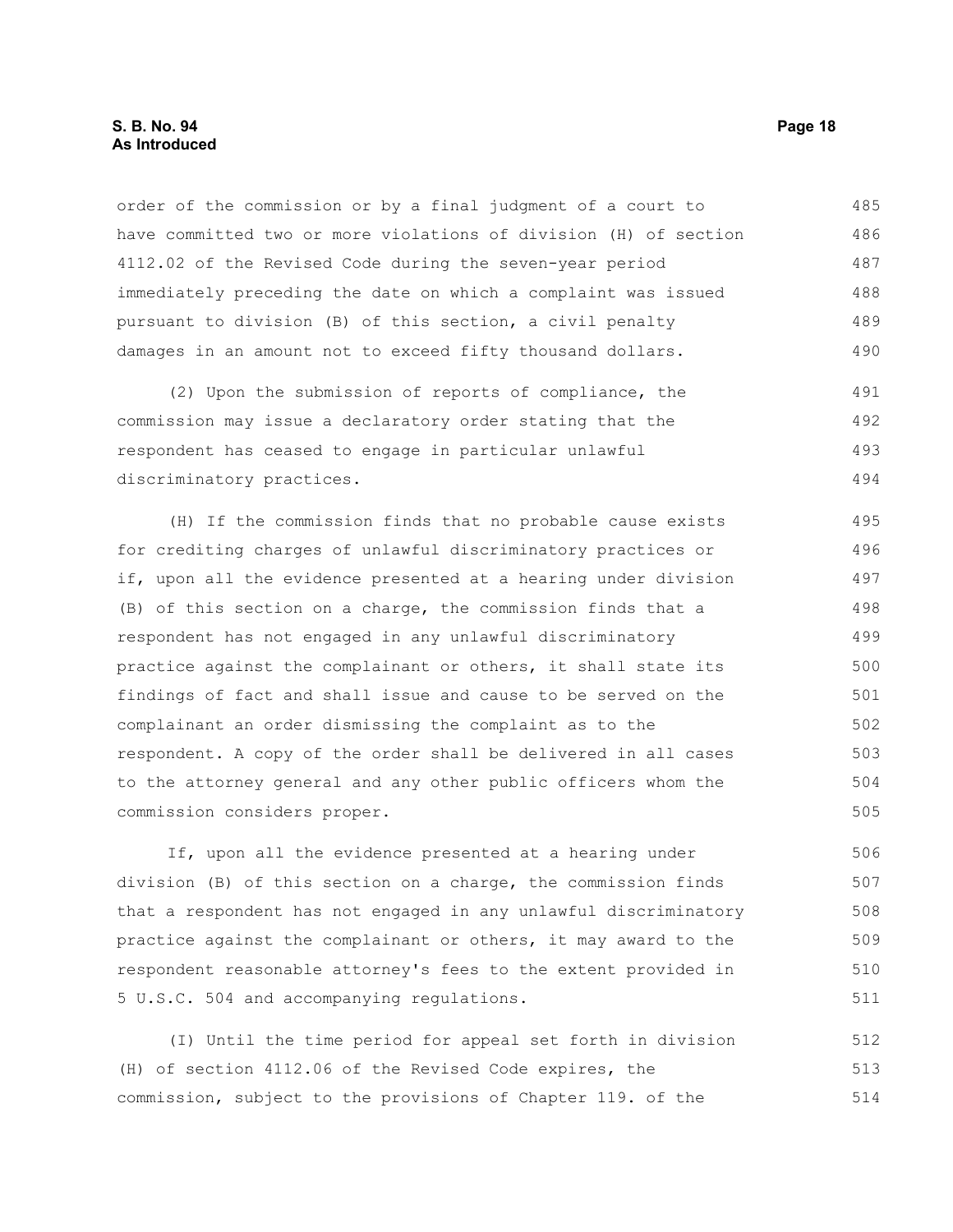order of the commission or by a final judgment of a court to have committed two or more violations of division (H) of section 4112.02 of the Revised Code during the seven-year period immediately preceding the date on which a complaint was issued pursuant to division (B) of this section, a civil penalty damages in an amount not to exceed fifty thousand dollars.

(2) Upon the submission of reports of compliance, the commission may issue a declaratory order stating that the respondent has ceased to engage in particular unlawful discriminatory practices.

(H) If the commission finds that no probable cause exists for crediting charges of unlawful discriminatory practices or if, upon all the evidence presented at a hearing under division (B) of this section on a charge, the commission finds that a respondent has not engaged in any unlawful discriminatory practice against the complainant or others, it shall state its findings of fact and shall issue and cause to be served on the complainant an order dismissing the complaint as to the respondent. A copy of the order shall be delivered in all cases to the attorney general and any other public officers whom the commission considers proper.

If, upon all the evidence presented at a hearing under division (B) of this section on a charge, the commission finds that a respondent has not engaged in any unlawful discriminatory practice against the complainant or others, it may award to the respondent reasonable attorney's fees to the extent provided in 5 U.S.C. 504 and accompanying regulations.

(I) Until the time period for appeal set forth in division (H) of section 4112.06 of the Revised Code expires, the commission, subject to the provisions of Chapter 119. of the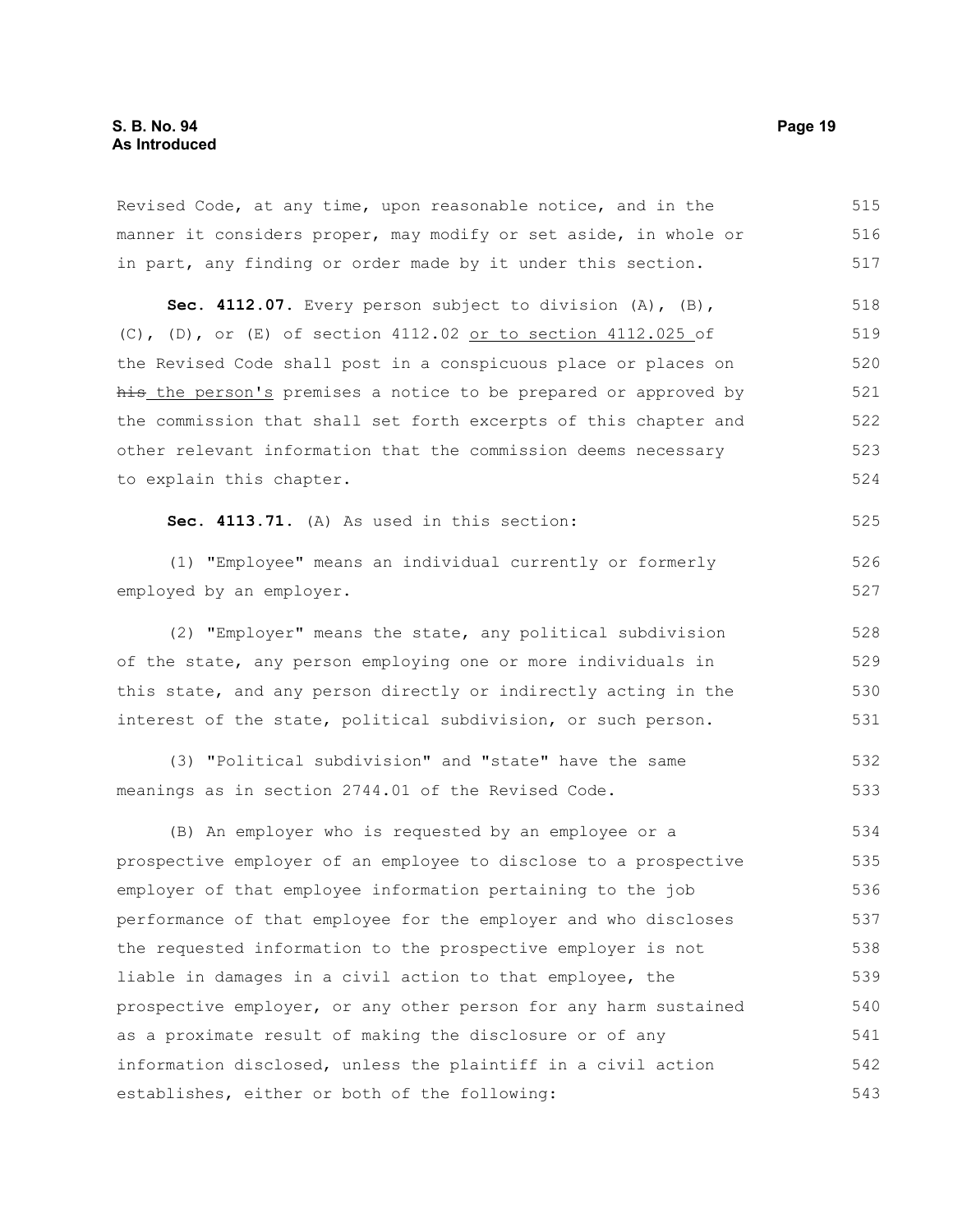Revised Code, at any time, upon reasonable notice, and in the manner it considers proper, may modify or set aside, in whole or in part, any finding or order made by it under this section.

**Sec. 4112.07.** Every person subject to division (A), (B), (C), (D), or (E) of section 4112.02 or to section 4112.025 of the Revised Code shall post in a conspicuous place or places on ~~his~~ the person's premises a notice to be prepared or approved by the commission that shall set forth excerpts of this chapter and other relevant information that the commission deems necessary to explain this chapter.

**Sec. 4113.71.** (A) As used in this section:

(1) "Employee" means an individual currently or formerly employed by an employer.

(2) "Employer" means the state, any political subdivision of the state, any person employing one or more individuals in this state, and any person directly or indirectly acting in the interest of the state, political subdivision, or such person.

(3) "Political subdivision" and "state" have the same meanings as in section 2744.01 of the Revised Code.

(B) An employer who is requested by an employee or a prospective employer of an employee to disclose to a prospective employer of that employee information pertaining to the job performance of that employee for the employer and who discloses the requested information to the prospective employer is not liable in damages in a civil action to that employee, the prospective employer, or any other person for any harm sustained as a proximate result of making the disclosure or of any information disclosed, unless the plaintiff in a civil action establishes, either or both of the following: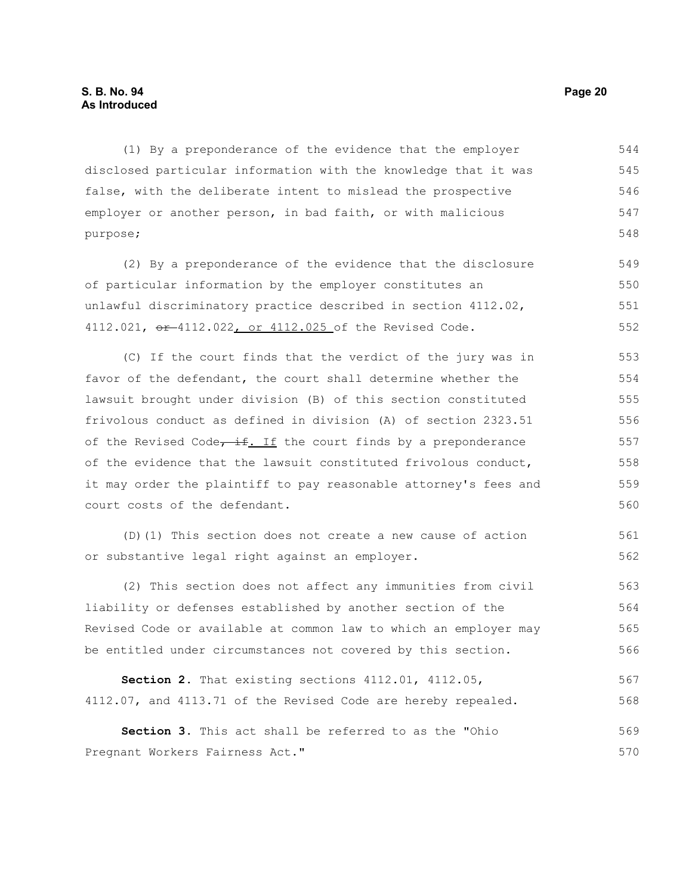(1) By a preponderance of the evidence that the employer disclosed particular information with the knowledge that it was false, with the deliberate intent to mislead the prospective employer or another person, in bad faith, or with malicious purpose;

(2) By a preponderance of the evidence that the disclosure of particular information by the employer constitutes an unlawful discriminatory practice described in section 4112.02, 4112.021, ~~or~~ 4112.022<u>, or 4112.025</u> of the Revised Code.

(C) If the court finds that the verdict of the jury was in favor of the defendant, the court shall determine whether the lawsuit brought under division (B) of this section constituted frivolous conduct as defined in division (A) of section 2323.51 of the Revised Code~~, if~~<u>. If</u> the court finds by a preponderance of the evidence that the lawsuit constituted frivolous conduct, it may order the plaintiff to pay reasonable attorney's fees and court costs of the defendant.

(D)(1) This section does not create a new cause of action or substantive legal right against an employer.

(2) This section does not affect any immunities from civil liability or defenses established by another section of the Revised Code or available at common law to which an employer may be entitled under circumstances not covered by this section.

**Section 2.** That existing sections 4112.01, 4112.05, 4112.07, and 4113.71 of the Revised Code are hereby repealed.

**Section 3.** This act shall be referred to as the "Ohio Pregnant Workers Fairness Act."